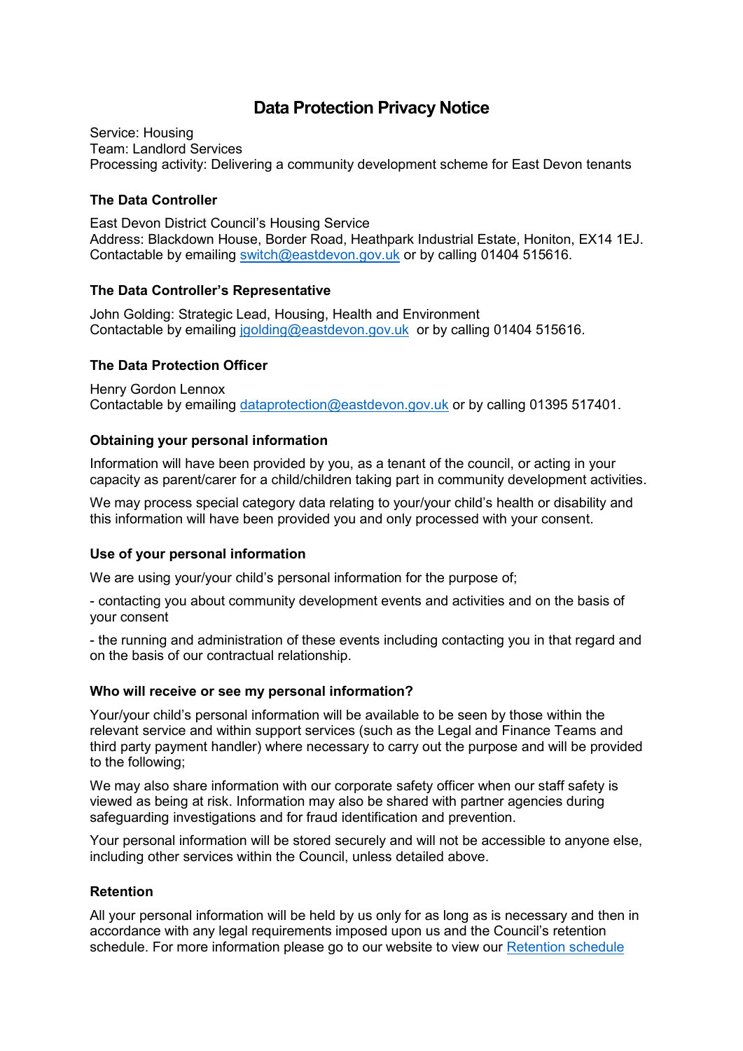# Data Protection Privacy Notice

Service: Housing
Team: Landlord Services
Processing activity: Delivering a community development scheme for East Devon tenants

### The Data Controller

East Devon District Council's Housing Service
Address: Blackdown House, Border Road, Heathpark Industrial Estate, Honiton, EX14 1EJ.
Contactable by emailing switch@eastdevon.gov.uk or by calling 01404 515616.

### The Data Controller's Representative

John Golding: Strategic Lead, Housing, Health and Environment
Contactable by emailing jgolding@eastdevon.gov.uk or by calling 01404 515616.

### The Data Protection Officer

Henry Gordon Lennox
Contactable by emailing dataprotection@eastdevon.gov.uk or by calling 01395 517401.

### Obtaining your personal information

Information will have been provided by you, as a tenant of the council, or acting in your capacity as parent/carer for a child/children taking part in community development activities.

We may process special category data relating to your/your child's health or disability and this information will have been provided you and only processed with your consent.

### Use of your personal information

We are using your/your child's personal information for the purpose of;

- contacting you about community development events and activities and on the basis of your consent

- the running and administration of these events including contacting you in that regard and on the basis of our contractual relationship.

### Who will receive or see my personal information?

Your/your child's personal information will be available to be seen by those within the relevant service and within support services (such as the Legal and Finance Teams and third party payment handler) where necessary to carry out the purpose and will be provided to the following;

We may also share information with our corporate safety officer when our staff safety is viewed as being at risk. Information may also be shared with partner agencies during safeguarding investigations and for fraud identification and prevention.

Your personal information will be stored securely and will not be accessible to anyone else, including other services within the Council, unless detailed above.

### Retention

All your personal information will be held by us only for as long as is necessary and then in accordance with any legal requirements imposed upon us and the Council's retention schedule. For more information please go to our website to view our Retention schedule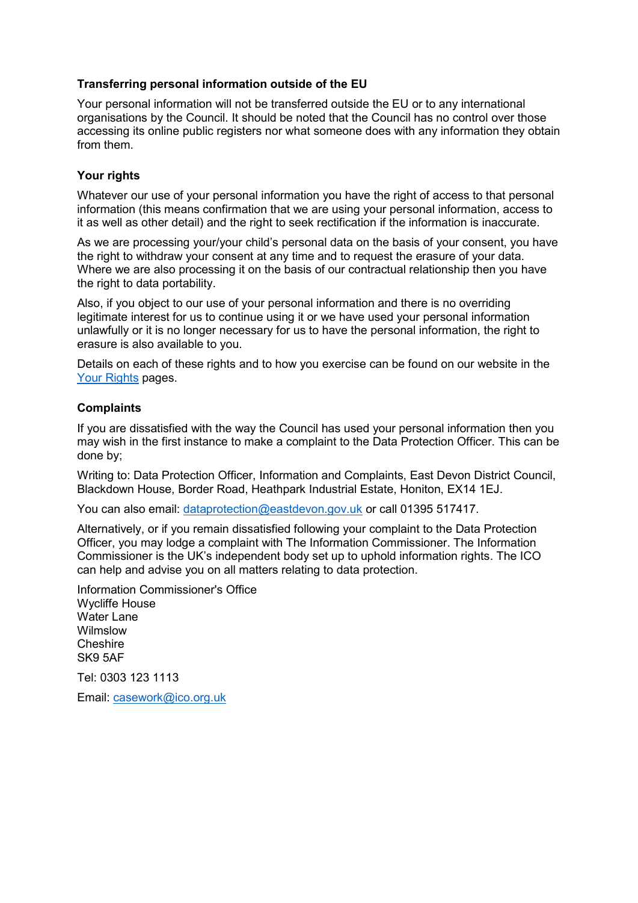**Transferring personal information outside of the EU**

Your personal information will not be transferred outside the EU or to any international organisations by the Council. It should be noted that the Council has no control over those accessing its online public registers nor what someone does with any information they obtain from them.

**Your rights**

Whatever our use of your personal information you have the right of access to that personal information (this means confirmation that we are using your personal information, access to it as well as other detail) and the right to seek rectification if the information is inaccurate.

As we are processing your/your child's personal data on the basis of your consent, you have the right to withdraw your consent at any time and to request the erasure of your data. Where we are also processing it on the basis of our contractual relationship then you have the right to data portability.

Also, if you object to our use of your personal information and there is no overriding legitimate interest for us to continue using it or we have used your personal information unlawfully or it is no longer necessary for us to have the personal information, the right to erasure is also available to you.

Details on each of these rights and to how you exercise can be found on our website in the [Your Rights](Your Rights) pages.

**Complaints**

If you are dissatisfied with the way the Council has used your personal information then you may wish in the first instance to make a complaint to the Data Protection Officer. This can be done by;

Writing to: Data Protection Officer, Information and Complaints, East Devon District Council, Blackdown House, Border Road, Heathpark Industrial Estate, Honiton, EX14 1EJ.

You can also email: dataprotection@eastdevon.gov.uk or call 01395 517417.

Alternatively, or if you remain dissatisfied following your complaint to the Data Protection Officer, you may lodge a complaint with The Information Commissioner. The Information Commissioner is the UK's independent body set up to uphold information rights. The ICO can help and advise you on all matters relating to data protection.

Information Commissioner's Office
Wycliffe House
Water Lane
Wilmslow
Cheshire
SK9 5AF

Tel: 0303 123 1113

Email: casework@ico.org.uk